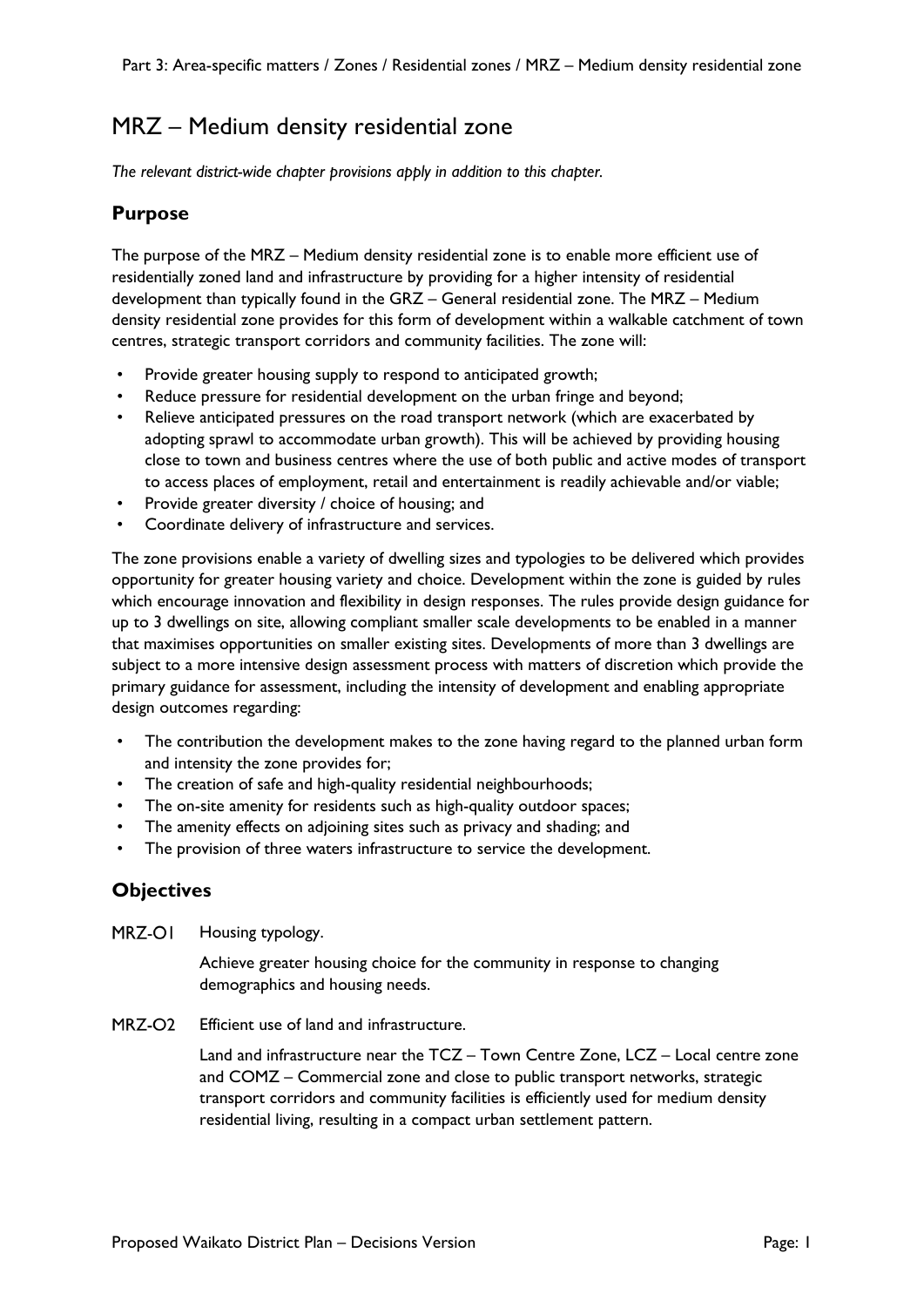# MRZ – Medium density residential zone

*The relevant district-wide chapter provisions apply in addition to this chapter.*

## Purpose

The purpose of the MRZ – Medium density residential zone is to enable more efficient use of residentially zoned land and infrastructure by providing for a higher intensity of residential development than typically found in the GRZ – General residential zone. The MRZ – Medium density residential zone provides for this form of development within a walkable catchment of town centres, strategic transport corridors and community facilities. The zone will:

- Provide greater housing supply to respond to anticipated growth;
- Reduce pressure for residential development on the urban fringe and beyond;
- Relieve anticipated pressures on the road transport network (which are exacerbated by adopting sprawl to accommodate urban growth). This will be achieved by providing housing close to town and business centres where the use of both public and active modes of transport to access places of employment, retail and entertainment is readily achievable and/or viable;
- Provide greater diversity / choice of housing; and
- Coordinate delivery of infrastructure and services.

The zone provisions enable a variety of dwelling sizes and typologies to be delivered which provides opportunity for greater housing variety and choice. Development within the zone is guided by rules which encourage innovation and flexibility in design responses. The rules provide design guidance for up to 3 dwellings on site, allowing compliant smaller scale developments to be enabled in a manner that maximises opportunities on smaller existing sites. Developments of more than 3 dwellings are subject to a more intensive design assessment process with matters of discretion which provide the primary guidance for assessment, including the intensity of development and enabling appropriate design outcomes regarding:

- The contribution the development makes to the zone having regard to the planned urban form and intensity the zone provides for;
- The creation of safe and high-quality residential neighbourhoods;
- The on-site amenity for residents such as high-quality outdoor spaces;
- The amenity effects on adjoining sites such as privacy and shading; and
- The provision of three waters infrastructure to service the development.

## Objectives

**MRZ-O1** Housing typology.

Achieve greater housing choice for the community in response to changing demographics and housing needs.

**MRZ-O2** Efficient use of land and infrastructure.

Land and infrastructure near the TCZ – Town Centre Zone, LCZ – Local centre zone and COMZ – Commercial zone and close to public transport networks, strategic transport corridors and community facilities is efficiently used for medium density residential living, resulting in a compact urban settlement pattern.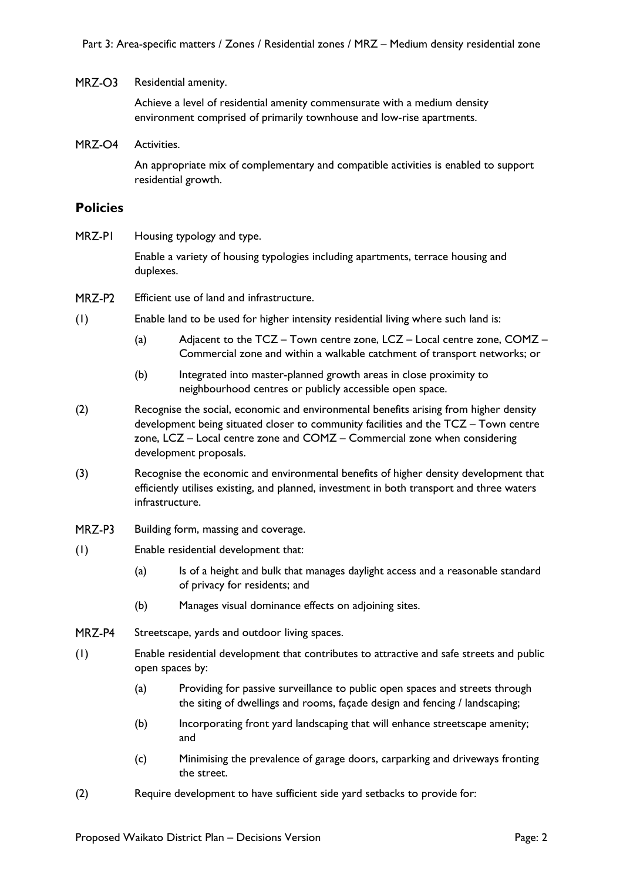MRZ-O3 Residential amenity.

Achieve a level of residential amenity commensurate with a medium density environment comprised of primarily townhouse and low-rise apartments.

MRZ-O4 Activities.

An appropriate mix of complementary and compatible activities is enabled to support residential growth.

## Policies

MRZ-P1 Housing typology and type.

Enable a variety of housing typologies including apartments, terrace housing and duplexes.

MRZ-P2 Efficient use of land and infrastructure.

(1) Enable land to be used for higher intensity residential living where such land is:

- (a) Adjacent to the TCZ – Town centre zone, LCZ – Local centre zone, COMZ – Commercial zone and within a walkable catchment of transport networks; or
- (b) Integrated into master-planned growth areas in close proximity to neighbourhood centres or publicly accessible open space.

(2) Recognise the social, economic and environmental benefits arising from higher density development being situated closer to community facilities and the TCZ – Town centre zone, LCZ – Local centre zone and COMZ – Commercial zone when considering development proposals.

(3) Recognise the economic and environmental benefits of higher density development that efficiently utilises existing, and planned, investment in both transport and three waters infrastructure.

MRZ-P3 Building form, massing and coverage.

(1) Enable residential development that:

- (a) Is of a height and bulk that manages daylight access and a reasonable standard of privacy for residents; and
- (b) Manages visual dominance effects on adjoining sites.

MRZ-P4 Streetscape, yards and outdoor living spaces.

(1) Enable residential development that contributes to attractive and safe streets and public open spaces by:

- (a) Providing for passive surveillance to public open spaces and streets through the siting of dwellings and rooms, façade design and fencing / landscaping;
- (b) Incorporating front yard landscaping that will enhance streetscape amenity; and
- (c) Minimising the prevalence of garage doors, carparking and driveways fronting the street.

(2) Require development to have sufficient side yard setbacks to provide for: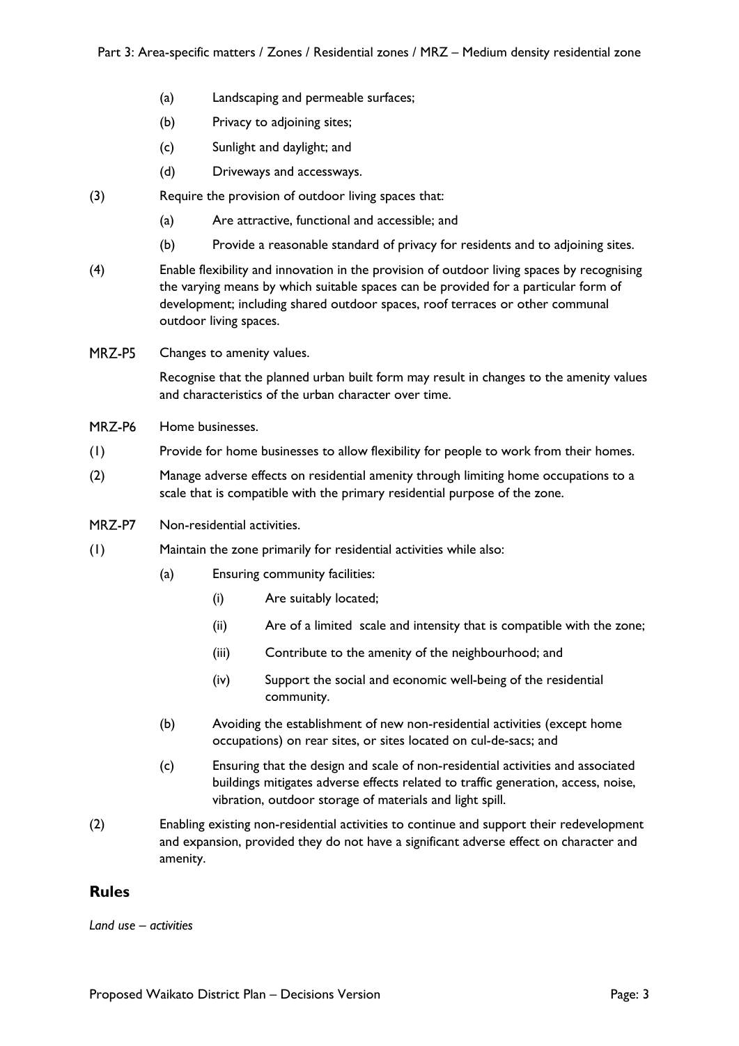(a) Landscaping and permeable surfaces;

(b) Privacy to adjoining sites;

(c) Sunlight and daylight; and

(d) Driveways and accessways.

(3) Require the provision of outdoor living spaces that:

(a) Are attractive, functional and accessible; and

(b) Provide a reasonable standard of privacy for residents and to adjoining sites.

(4) Enable flexibility and innovation in the provision of outdoor living spaces by recognising the varying means by which suitable spaces can be provided for a particular form of development; including shared outdoor spaces, roof terraces or other communal outdoor living spaces.

MRZ-P5 Changes to amenity values.

Recognise that the planned urban built form may result in changes to the amenity values and characteristics of the urban character over time.

MRZ-P6 Home businesses.

(1) Provide for home businesses to allow flexibility for people to work from their homes.

(2) Manage adverse effects on residential amenity through limiting home occupations to a scale that is compatible with the primary residential purpose of the zone.

MRZ-P7 Non-residential activities.

(1) Maintain the zone primarily for residential activities while also:

(a) Ensuring community facilities:

(i) Are suitably located;

(ii) Are of a limited scale and intensity that is compatible with the zone;

(iii) Contribute to the amenity of the neighbourhood; and

(iv) Support the social and economic well-being of the residential community.

(b) Avoiding the establishment of new non-residential activities (except home occupations) on rear sites, or sites located on cul-de-sacs; and

(c) Ensuring that the design and scale of non-residential activities and associated buildings mitigates adverse effects related to traffic generation, access, noise, vibration, outdoor storage of materials and light spill.

(2) Enabling existing non-residential activities to continue and support their redevelopment and expansion, provided they do not have a significant adverse effect on character and amenity.

## Rules

*Land use – activities*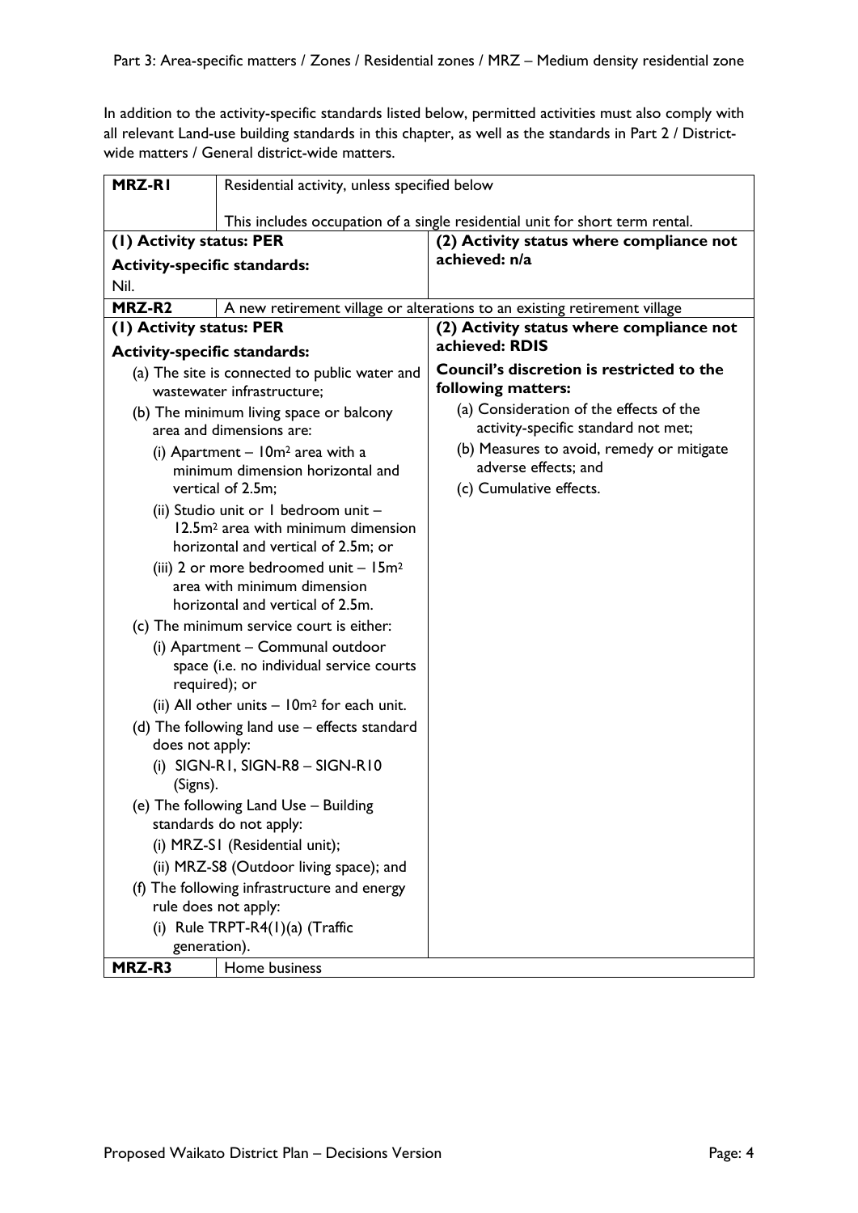In addition to the activity-specific standards listed below, permitted activities must also comply with all relevant Land-use building standards in this chapter, as well as the standards in Part 2 / District-wide matters / General district-wide matters.

| **MRZ-R1** | Residential activity, unless specified below<br><br>This includes occupation of a single residential unit for short term rental. |
|---|---|
| **(1) Activity status: PER**<br><br>**Activity-specific standards:**<br><br>Nil. | **(2) Activity status where compliance not achieved: n/a** |
| **MRZ-R2** | A new retirement village or alterations to an existing retirement village |
| **(1) Activity status: PER**<br><br>**Activity-specific standards:**<br><br>(a) The site is connected to public water and wastewater infrastructure;<br>(b) The minimum living space or balcony area and dimensions are:<br>(i) Apartment – 10m² area with a minimum dimension horizontal and vertical of 2.5m;<br>(ii) Studio unit or 1 bedroom unit – 12.5m² area with minimum dimension horizontal and vertical of 2.5m; or<br>(iii) 2 or more bedroomed unit – 15m² area with minimum dimension horizontal and vertical of 2.5m.<br>(c) The minimum service court is either:<br>(i) Apartment – Communal outdoor space (i.e. no individual service courts required); or<br>(ii) All other units – 10m² for each unit.<br>(d) The following land use – effects standard does not apply:<br>(i) SIGN-R1, SIGN-R8 – SIGN-R10 (Signs).<br>(e) The following Land Use – Building standards do not apply:<br>(i) MRZ-S1 (Residential unit);<br>(ii) MRZ-S8 (Outdoor living space); and<br>(f) The following infrastructure and energy rule does not apply:<br>(i) Rule TRPT-R4(1)(a) (Traffic generation). | **(2) Activity status where compliance not achieved: RDIS**<br><br>**Council's discretion is restricted to the following matters:**<br><br>(a) Consideration of the effects of the activity-specific standard not met;<br>(b) Measures to avoid, remedy or mitigate adverse effects; and<br>(c) Cumulative effects. |
| **MRZ-R3** | Home business |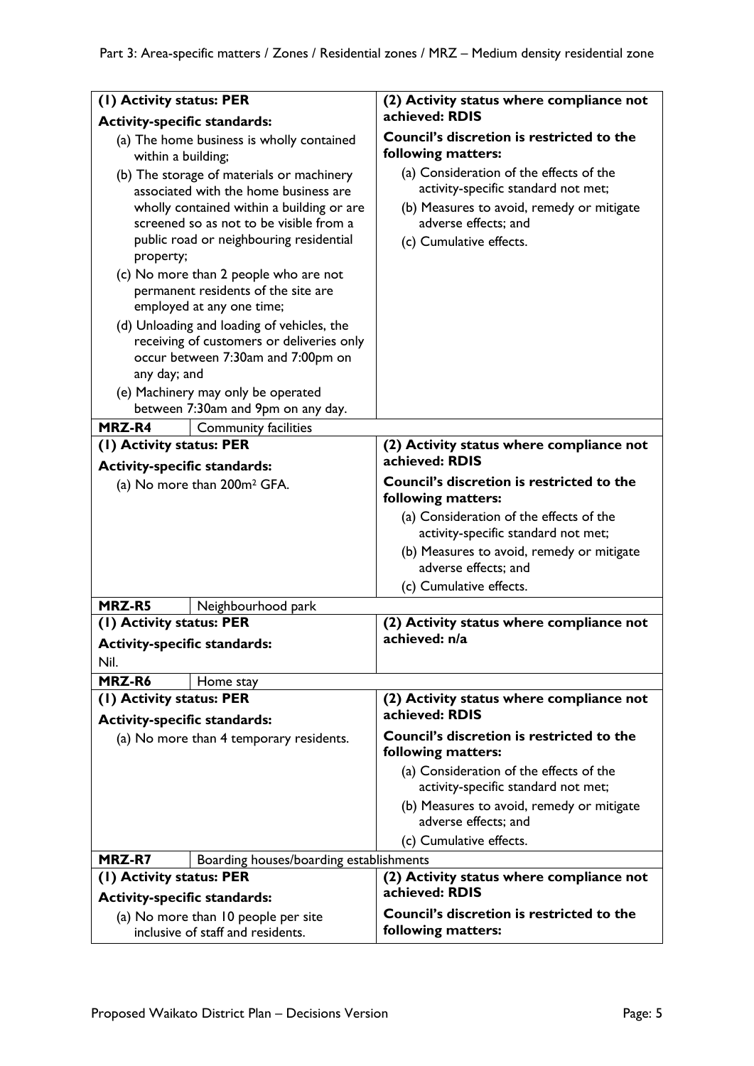| (1) Activity status: PER | (2) Activity status where compliance not achieved: RDIS |
|---|---|
| **Activity-specific standards:**<br>(a) The home business is wholly contained within a building;<br>(b) The storage of materials or machinery associated with the home business are wholly contained within a building or are screened so as not to be visible from a public road or neighbouring residential property;<br>(c) No more than 2 people who are not permanent residents of the site are employed at any one time;<br>(d) Unloading and loading of vehicles, the receiving of customers or deliveries only occur between 7:30am and 7:00pm on any day; and<br>(e) Machinery may only be operated between 7:30am and 9pm on any day. | **Council's discretion is restricted to the following matters:**<br>(a) Consideration of the effects of the activity-specific standard not met;<br>(b) Measures to avoid, remedy or mitigate adverse effects; and<br>(c) Cumulative effects. |
| **MRZ-R4** Community facilities | |
| **(1) Activity status: PER** | **(2) Activity status where compliance not achieved: RDIS** |
| **Activity-specific standards:**<br>(a) No more than 200m² GFA. | **Council's discretion is restricted to the following matters:**<br>(a) Consideration of the effects of the activity-specific standard not met;<br>(b) Measures to avoid, remedy or mitigate adverse effects; and<br>(c) Cumulative effects. |
| **MRZ-R5** Neighbourhood park | |
| **(1) Activity status: PER** | **(2) Activity status where compliance not achieved: n/a** |
| **Activity-specific standards:**<br>Nil. | |
| **MRZ-R6** Home stay | |
| **(1) Activity status: PER** | **(2) Activity status where compliance not achieved: RDIS** |
| **Activity-specific standards:**<br>(a) No more than 4 temporary residents. | **Council's discretion is restricted to the following matters:**<br>(a) Consideration of the effects of the activity-specific standard not met;<br>(b) Measures to avoid, remedy or mitigate adverse effects; and<br>(c) Cumulative effects. |
| **MRZ-R7** Boarding houses/boarding establishments | |
| **(1) Activity status: PER** | **(2) Activity status where compliance not achieved: RDIS** |
| **Activity-specific standards:**<br>(a) No more than 10 people per site inclusive of staff and residents. | **Council's discretion is restricted to the following matters:** |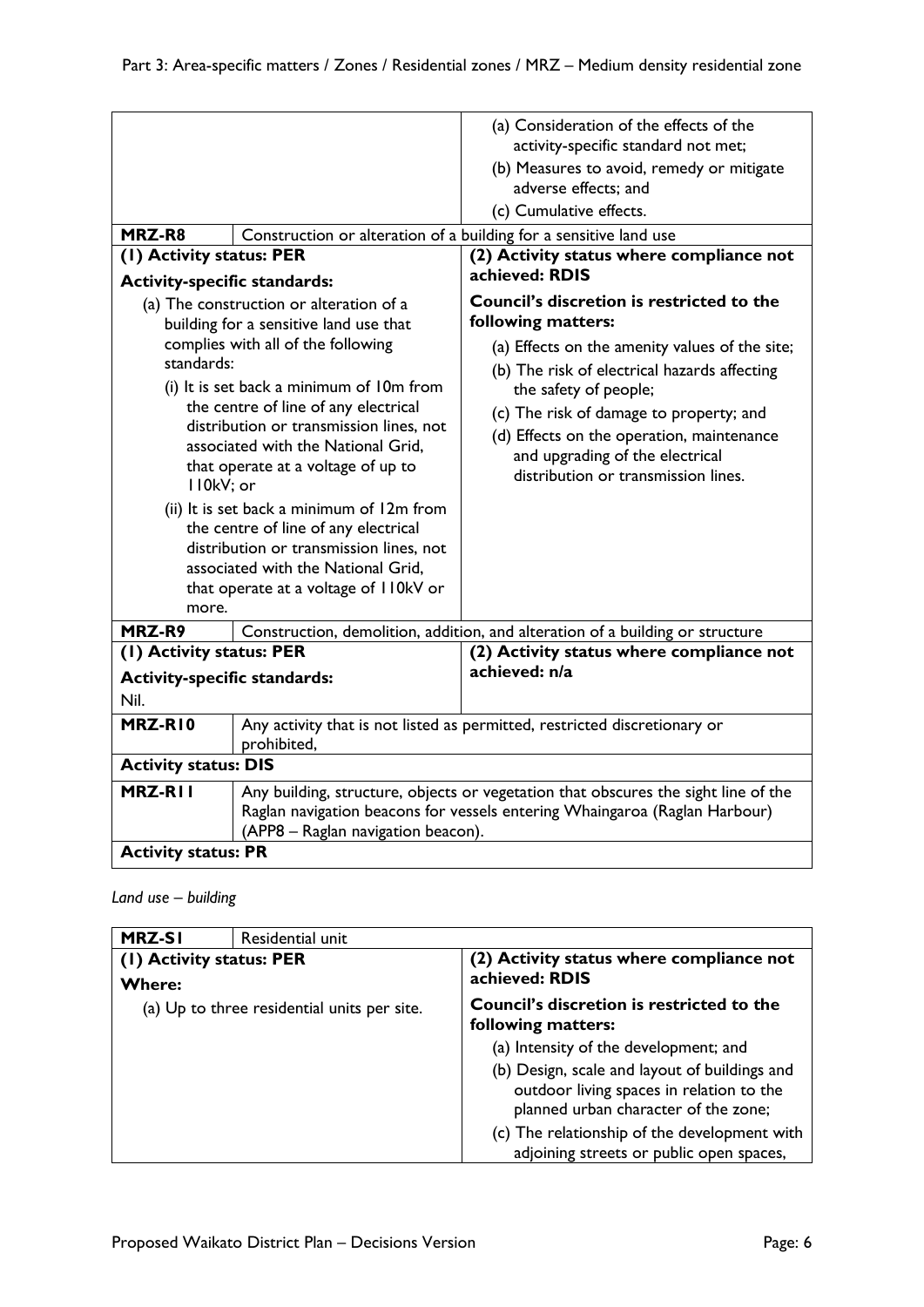| | | |
|---|---|---|
| | | (a) Consideration of the effects of the activity-specific standard not met;<br>(b) Measures to avoid, remedy or mitigate adverse effects; and<br>(c) Cumulative effects. |
| **MRZ-R8** | Construction or alteration of a building for a sensitive land use | |
| **(1) Activity status: PER**<br>**Activity-specific standards:**<br>(a) The construction or alteration of a building for a sensitive land use that complies with all of the following standards:<br>(i) It is set back a minimum of 10m from the centre of line of any electrical distribution or transmission lines, not associated with the National Grid, that operate at a voltage of up to 110kV; or<br>(ii) It is set back a minimum of 12m from the centre of line of any electrical distribution or transmission lines, not associated with the National Grid, that operate at a voltage of 110kV or more. | | **(2) Activity status where compliance not achieved: RDIS**<br>**Council's discretion is restricted to the following matters:**<br>(a) Effects on the amenity values of the site;<br>(b) The risk of electrical hazards affecting the safety of people;<br>(c) The risk of damage to property; and<br>(d) Effects on the operation, maintenance and upgrading of the electrical distribution or transmission lines. |
| **MRZ-R9** | Construction, demolition, addition, and alteration of a building or structure | |
| **(1) Activity status: PER**<br>**Activity-specific standards:**<br>Nil. | | **(2) Activity status where compliance not achieved: n/a** |
| **MRZ-R10** | Any activity that is not listed as permitted, restricted discretionary or prohibited, | |
| **Activity status: DIS** | | |
| **MRZ-R11** | Any building, structure, objects or vegetation that obscures the sight line of the Raglan navigation beacons for vessels entering Whaingaroa (Raglan Harbour) (APP8 – Raglan navigation beacon). | |
| **Activity status: PR** | | |

*Land use – building*

| | | |
|---|---|---|
| **MRZ-S1** | Residential unit | |
| **(1) Activity status: PER**<br>**Where:**<br>(a) Up to three residential units per site. | | **(2) Activity status where compliance not achieved: RDIS**<br>**Council's discretion is restricted to the following matters:**<br>(a) Intensity of the development; and<br>(b) Design, scale and layout of buildings and outdoor living spaces in relation to the planned urban character of the zone;<br>(c) The relationship of the development with adjoining streets or public open spaces, |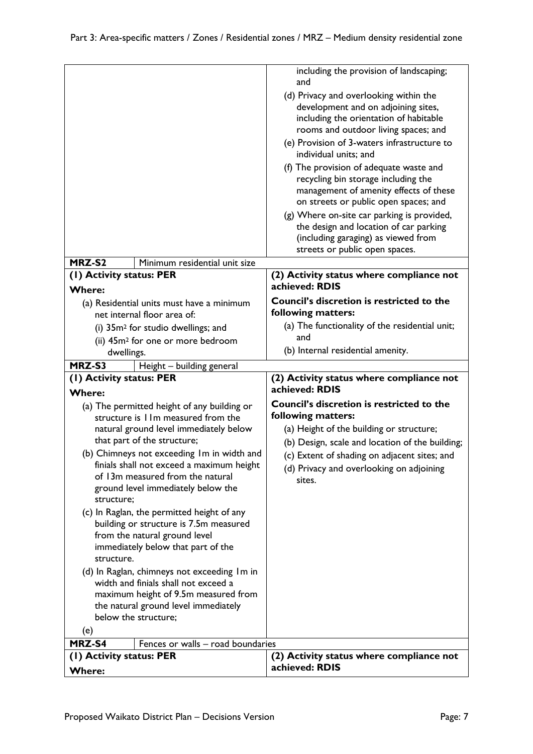| | |
|---|---|
| | including the provision of landscaping; and<br>(d) Privacy and overlooking within the development and on adjoining sites, including the orientation of habitable rooms and outdoor living spaces; and<br>(e) Provision of 3-waters infrastructure to individual units; and<br>(f) The provision of adequate waste and recycling bin storage including the management of amenity effects of these on streets or public open spaces; and<br>(g) Where on-site car parking is provided, the design and location of car parking (including garaging) as viewed from streets or public open spaces. |
| **MRZ-S2** Minimum residential unit size | |
| **(1) Activity status: PER**<br>**Where:**<br>(a) Residential units must have a minimum net internal floor area of:<br>(i) 35m² for studio dwellings; and<br>(ii) 45m² for one or more bedroom dwellings. | **(2) Activity status where compliance not achieved: RDIS**<br>**Council's discretion is restricted to the following matters:**<br>(a) The functionality of the residential unit; and<br>(b) Internal residential amenity. |
| **MRZ-S3** Height – building general | |
| **(1) Activity status: PER**<br>**Where:**<br>(a) The permitted height of any building or structure is 11m measured from the natural ground level immediately below that part of the structure;<br>(b) Chimneys not exceeding 1m in width and finials shall not exceed a maximum height of 13m measured from the natural ground level immediately below the structure;<br>(c) In Raglan, the permitted height of any building or structure is 7.5m measured from the natural ground level immediately below that part of the structure.<br>(d) In Raglan, chimneys not exceeding 1m in width and finials shall not exceed a maximum height of 9.5m measured from the natural ground level immediately below the structure;<br>(e) | **(2) Activity status where compliance not achieved: RDIS**<br>**Council's discretion is restricted to the following matters:**<br>(a) Height of the building or structure;<br>(b) Design, scale and location of the building;<br>(c) Extent of shading on adjacent sites; and<br>(d) Privacy and overlooking on adjoining sites. |
| **MRZ-S4** Fences or walls – road boundaries | |
| **(1) Activity status: PER**<br>**Where:** | **(2) Activity status where compliance not achieved: RDIS** |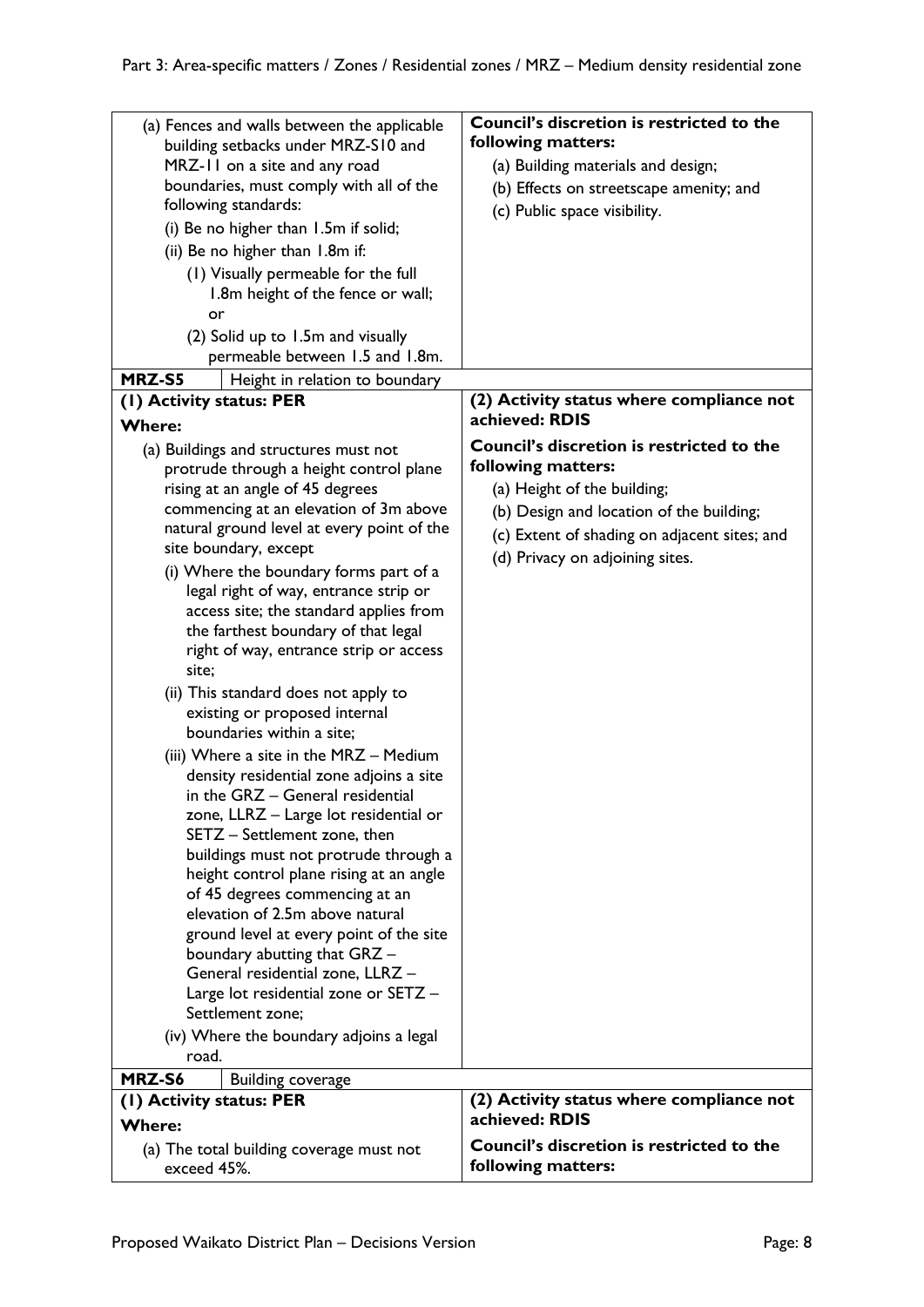| | |
|---|---|
| (a) Fences and walls between the applicable building setbacks under MRZ-S10 and MRZ-11 on a site and any road boundaries, must comply with all of the following standards:<br>(i) Be no higher than 1.5m if solid;<br>(ii) Be no higher than 1.8m if:<br>(1) Visually permeable for the full 1.8m height of the fence or wall; or<br>(2) Solid up to 1.5m and visually permeable between 1.5 and 1.8m. | **Council's discretion is restricted to the following matters:**<br>(a) Building materials and design;<br>(b) Effects on streetscape amenity; and<br>(c) Public space visibility. |
| **MRZ-S5** Height in relation to boundary | |
| **(1) Activity status: PER**<br>**Where:**<br>(a) Buildings and structures must not protrude through a height control plane rising at an angle of 45 degrees commencing at an elevation of 3m above natural ground level at every point of the site boundary, except<br>(i) Where the boundary forms part of a legal right of way, entrance strip or access site; the standard applies from the farthest boundary of that legal right of way, entrance strip or access site;<br>(ii) This standard does not apply to existing or proposed internal boundaries within a site;<br>(iii) Where a site in the MRZ – Medium density residential zone adjoins a site in the GRZ – General residential zone, LLRZ – Large lot residential or SETZ – Settlement zone, then buildings must not protrude through a height control plane rising at an angle of 45 degrees commencing at an elevation of 2.5m above natural ground level at every point of the site boundary abutting that GRZ – General residential zone, LLRZ – Large lot residential zone or SETZ – Settlement zone;<br>(iv) Where the boundary adjoins a legal road. | **(2) Activity status where compliance not achieved: RDIS**<br>**Council's discretion is restricted to the following matters:**<br>(a) Height of the building;<br>(b) Design and location of the building;<br>(c) Extent of shading on adjacent sites; and<br>(d) Privacy on adjoining sites. |
| **MRZ-S6** Building coverage | |
| **(1) Activity status: PER**<br>**Where:**<br>(a) The total building coverage must not exceed 45%. | **(2) Activity status where compliance not achieved: RDIS**<br>**Council's discretion is restricted to the following matters:** |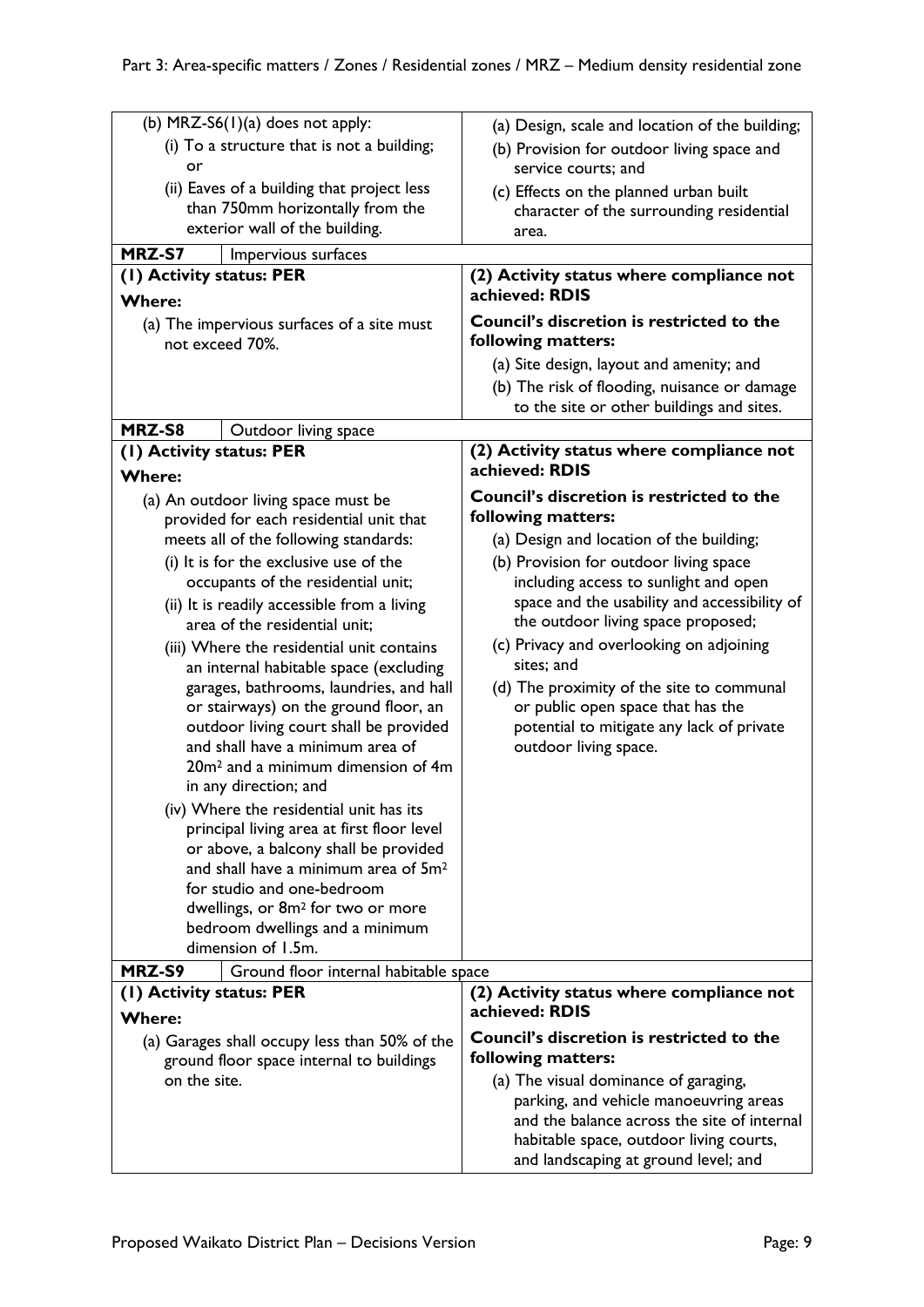| (b) MRZ-S6(1)(a) does not apply:<br>(i) To a structure that is not a building; or<br>(ii) Eaves of a building that project less than 750mm horizontally from the exterior wall of the building. | (a) Design, scale and location of the building;<br>(b) Provision for outdoor living space and service courts; and<br>(c) Effects on the planned urban built character of the surrounding residential area. |
|---|---|
| **MRZ-S7** Impervious surfaces | |
| **(1) Activity status: PER**<br>**Where:**<br>(a) The impervious surfaces of a site must not exceed 70%. | **(2) Activity status where compliance not achieved: RDIS**<br>**Council's discretion is restricted to the following matters:**<br>(a) Site design, layout and amenity; and<br>(b) The risk of flooding, nuisance or damage to the site or other buildings and sites. |
| **MRZ-S8** Outdoor living space | |
| **(1) Activity status: PER**<br>**Where:**<br>(a) An outdoor living space must be provided for each residential unit that meets all of the following standards:<br>(i) It is for the exclusive use of the occupants of the residential unit;<br>(ii) It is readily accessible from a living area of the residential unit;<br>(iii) Where the residential unit contains an internal habitable space (excluding garages, bathrooms, laundries, and hall or stairways) on the ground floor, an outdoor living court shall be provided and shall have a minimum area of 20m$^2$ and a minimum dimension of 4m in any direction; and<br>(iv) Where the residential unit has its principal living area at first floor level or above, a balcony shall be provided and shall have a minimum area of 5m$^2$ for studio and one-bedroom dwellings, or 8m$^2$ for two or more bedroom dwellings and a minimum dimension of 1.5m. | **(2) Activity status where compliance not achieved: RDIS**<br>**Council's discretion is restricted to the following matters:**<br>(a) Design and location of the building;<br>(b) Provision for outdoor living space including access to sunlight and open space and the usability and accessibility of the outdoor living space proposed;<br>(c) Privacy and overlooking on adjoining sites; and<br>(d) The proximity of the site to communal or public open space that has the potential to mitigate any lack of private outdoor living space. |
| **MRZ-S9** Ground floor internal habitable space | |
| **(1) Activity status: PER**<br>**Where:**<br>(a) Garages shall occupy less than 50% of the ground floor space internal to buildings on the site. | **(2) Activity status where compliance not achieved: RDIS**<br>**Council's discretion is restricted to the following matters:**<br>(a) The visual dominance of garaging, parking, and vehicle manoeuvring areas and the balance across the site of internal habitable space, outdoor living courts, and landscaping at ground level; and |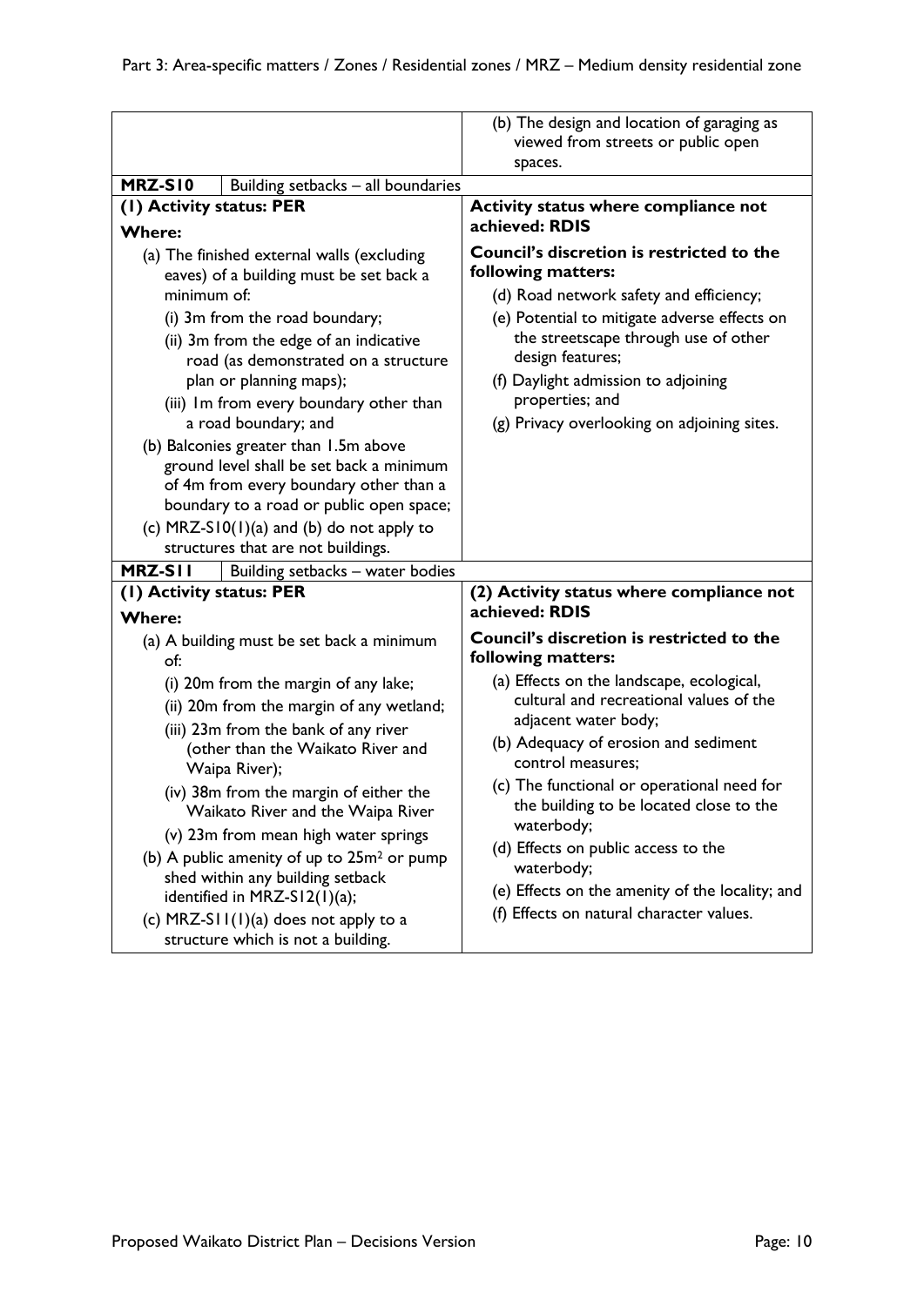| | |
|---|---|
| | (b) The design and location of garaging as viewed from streets or public open spaces. |
| **MRZ-S10** Building setbacks – all boundaries | |
| **(1) Activity status: PER**<br>**Where:**<br>(a) The finished external walls (excluding eaves) of a building must be set back a minimum of:<br>(i) 3m from the road boundary;<br>(ii) 3m from the edge of an indicative road (as demonstrated on a structure plan or planning maps);<br>(iii) 1m from every boundary other than a road boundary; and<br>(b) Balconies greater than 1.5m above ground level shall be set back a minimum of 4m from every boundary other than a boundary to a road or public open space;<br>(c) MRZ-S10(1)(a) and (b) do not apply to structures that are not buildings. | **Activity status where compliance not achieved: RDIS**<br>**Council's discretion is restricted to the following matters:**<br>(d) Road network safety and efficiency;<br>(e) Potential to mitigate adverse effects on the streetscape through use of other design features;<br>(f) Daylight admission to adjoining properties; and<br>(g) Privacy overlooking on adjoining sites. |
| **MRZ-S11** Building setbacks – water bodies | |
| **(1) Activity status: PER**<br>**Where:**<br>(a) A building must be set back a minimum of:<br>(i) 20m from the margin of any lake;<br>(ii) 20m from the margin of any wetland;<br>(iii) 23m from the bank of any river (other than the Waikato River and Waipa River);<br>(iv) 38m from the margin of either the Waikato River and the Waipa River<br>(v) 23m from mean high water springs<br>(b) A public amenity of up to 25m² or pump shed within any building setback identified in MRZ-S12(1)(a);<br>(c) MRZ-S11(1)(a) does not apply to a structure which is not a building. | **(2) Activity status where compliance not achieved: RDIS**<br>**Council's discretion is restricted to the following matters:**<br>(a) Effects on the landscape, ecological, cultural and recreational values of the adjacent water body;<br>(b) Adequacy of erosion and sediment control measures;<br>(c) The functional or operational need for the building to be located close to the waterbody;<br>(d) Effects on public access to the waterbody;<br>(e) Effects on the amenity of the locality; and<br>(f) Effects on natural character values. |